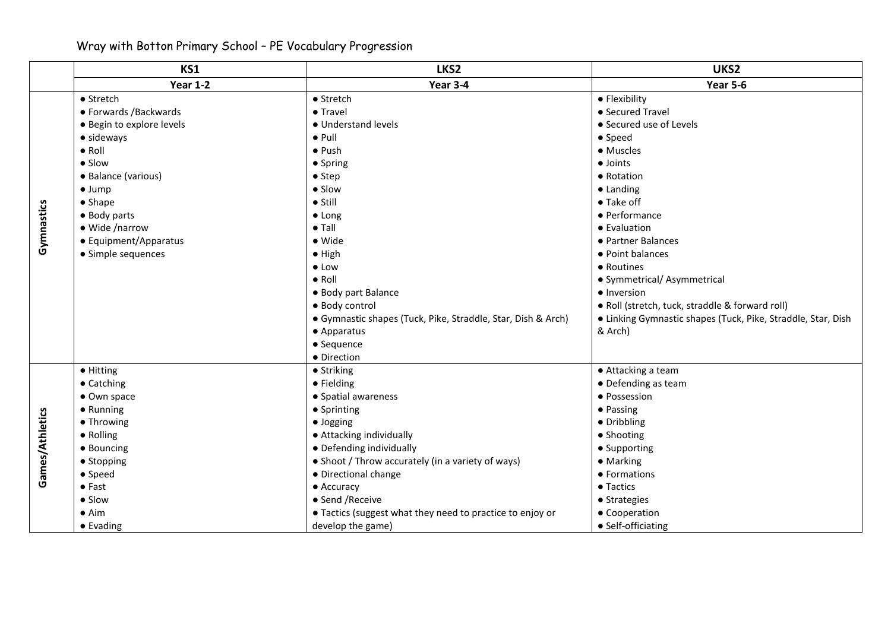# Wray with Botton Primary School – PE Vocabulary Progression

| | KS1 | LKS2 | UKS2 |
|---|---|---|---|
| | **Year 1-2** | **Year 3-4** | **Year 5-6** |
| **Gymnastics** | • Stretch<br>• Forwards /Backwards<br>• Begin to explore levels<br>• sideways<br>• Roll<br>• Slow<br>• Balance (various)<br>• Jump<br>• Shape<br>• Body parts<br>• Wide /narrow<br>• Equipment/Apparatus<br>• Simple sequences | • Stretch<br>• Travel<br>• Understand levels<br>• Pull<br>• Push<br>• Spring<br>• Step<br>• Slow<br>• Still<br>• Long<br>• Tall<br>• Wide<br>• High<br>• Low<br>• Roll<br>• Body part Balance<br>• Body control<br>• Gymnastic shapes (Tuck, Pike, Straddle, Star, Dish & Arch)<br>• Apparatus<br>• Sequence<br>• Direction | • Flexibility<br>• Secured Travel<br>• Secured use of Levels<br>• Speed<br>• Muscles<br>• Joints<br>• Rotation<br>• Landing<br>• Take off<br>• Performance<br>• Evaluation<br>• Partner Balances<br>• Point balances<br>• Routines<br>• Symmetrical/ Asymmetrical<br>• Inversion<br>• Roll (stretch, tuck, straddle & forward roll)<br>• Linking Gymnastic shapes (Tuck, Pike, Straddle, Star, Dish & Arch) |
| **Games/Athletics** | • Hitting<br>• Catching<br>• Own space<br>• Running<br>• Throwing<br>• Rolling<br>• Bouncing<br>• Stopping<br>• Speed<br>• Fast<br>• Slow<br>• Aim<br>• Evading | • Striking<br>• Fielding<br>• Spatial awareness<br>• Sprinting<br>• Jogging<br>• Attacking individually<br>• Defending individually<br>• Shoot / Throw accurately (in a variety of ways)<br>• Directional change<br>• Accuracy<br>• Send /Receive<br>• Tactics (suggest what they need to practice to enjoy or develop the game) | • Attacking a team<br>• Defending as team<br>• Possession<br>• Passing<br>• Dribbling<br>• Shooting<br>• Supporting<br>• Marking<br>• Formations<br>• Tactics<br>• Strategies<br>• Cooperation<br>• Self-officiating |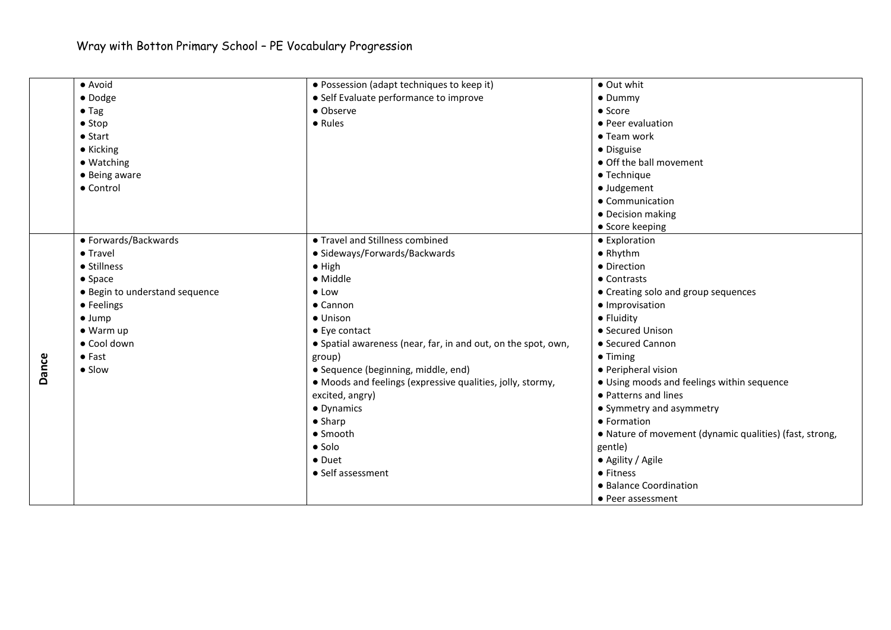Wray with Botton Primary School – PE Vocabulary Progression

| | | | |
|---|---|---|---|
| | • Avoid<br>• Dodge<br>• Tag<br>• Stop<br>• Start<br>• Kicking<br>• Watching<br>• Being aware<br>• Control | • Possession (adapt techniques to keep it)<br>• Self Evaluate performance to improve<br>• Observe<br>• Rules | • Out whit<br>• Dummy<br>• Score<br>• Peer evaluation<br>• Team work<br>• Disguise<br>• Off the ball movement<br>• Technique<br>• Judgement<br>• Communication<br>• Decision making<br>• Score keeping |
| **Dance** | • Forwards/Backwards<br>• Travel<br>• Stillness<br>• Space<br>• Begin to understand sequence<br>• Feelings<br>• Jump<br>• Warm up<br>• Cool down<br>• Fast<br>• Slow | • Travel and Stillness combined<br>• Sideways/Forwards/Backwards<br>• High<br>• Middle<br>• Low<br>• Cannon<br>• Unison<br>• Eye contact<br>• Spatial awareness (near, far, in and out, on the spot, own, group)<br>• Sequence (beginning, middle, end)<br>• Moods and feelings (expressive qualities, jolly, stormy, excited, angry)<br>• Dynamics<br>• Sharp<br>• Smooth<br>• Solo<br>• Duet<br>• Self assessment | • Exploration<br>• Rhythm<br>• Direction<br>• Contrasts<br>• Creating solo and group sequences<br>• Improvisation<br>• Fluidity<br>• Secured Unison<br>• Secured Cannon<br>• Timing<br>• Peripheral vision<br>• Using moods and feelings within sequence<br>• Patterns and lines<br>• Symmetry and asymmetry<br>• Formation<br>• Nature of movement (dynamic qualities) (fast, strong, gentle)<br>• Agility / Agile<br>• Fitness<br>• Balance Coordination<br>• Peer assessment |